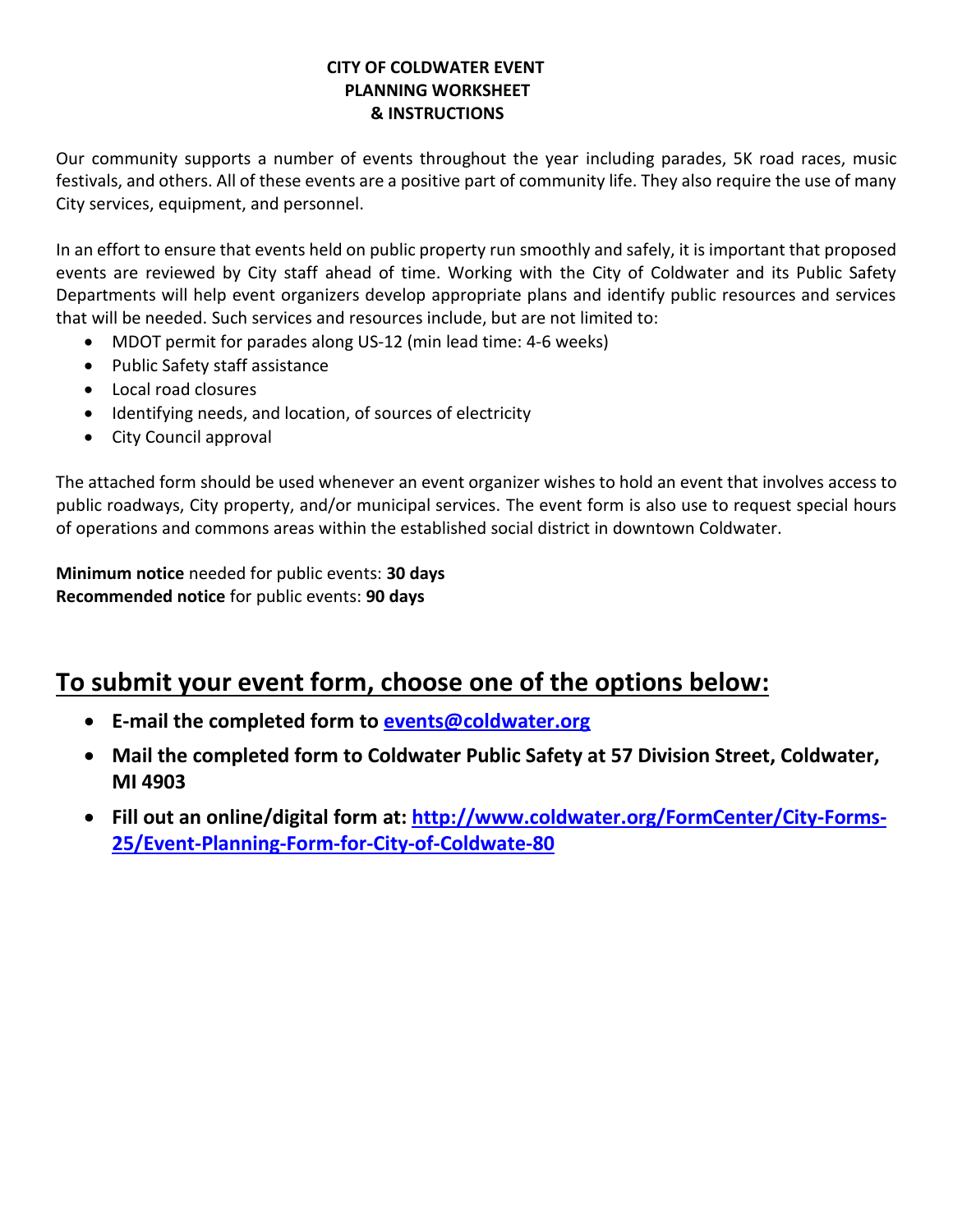# CITY OF COLDWATER EVENT PLANNING WORKSHEET & INSTRUCTIONS

Our community supports a number of events throughout the year including parades, 5K road races, music festivals, and others. All of these events are a positive part of community life. They also require the use of many City services, equipment, and personnel.

In an effort to ensure that events held on public property run smoothly and safely, it is important that proposed events are reviewed by City staff ahead of time. Working with the City of Coldwater and its Public Safety Departments will help event organizers develop appropriate plans and identify public resources and services that will be needed. Such services and resources include, but are not limited to:

- MDOT permit for parades along US-12 (min lead time: 4-6 weeks)
- Public Safety staff assistance
- Local road closures
- Identifying needs, and location, of sources of electricity
- City Council approval

The attached form should be used whenever an event organizer wishes to hold an event that involves access to public roadways, City property, and/or municipal services. The event form is also use to request special hours of operations and commons areas within the established social district in downtown Coldwater.

**Minimum notice** needed for public events: **30 days**
**Recommended notice** for public events: **90 days**

## To submit your event form, choose one of the options below:

- **E-mail the completed form to [events@coldwater.org](mailto:events@coldwater.org)**
- **Mail the completed form to Coldwater Public Safety at 57 Division Street, Coldwater, MI 4903**
- **Fill out an online/digital form at: [http://www.coldwater.org/FormCenter/City-Forms-25/Event-Planning-Form-for-City-of-Coldwate-80](http://www.coldwater.org/FormCenter/City-Forms-25/Event-Planning-Form-for-City-of-Coldwate-80)**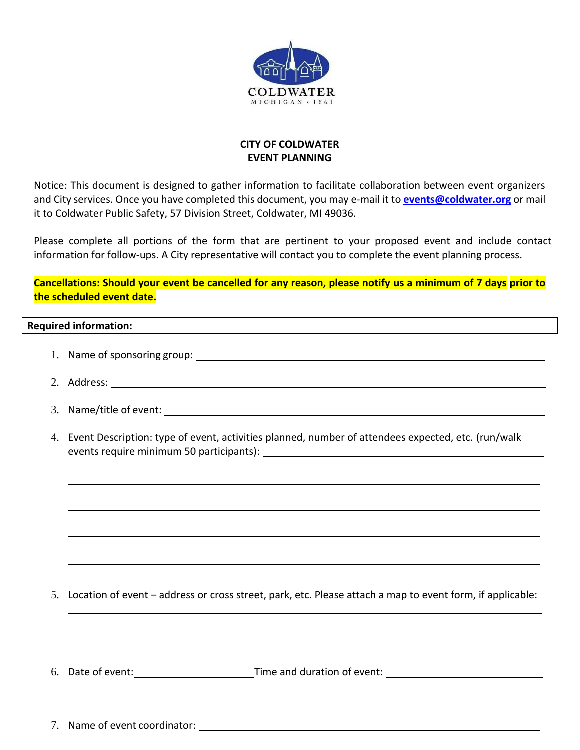**CITY OF COLDWATER**
**EVENT PLANNING**

Notice: This document is designed to gather information to facilitate collaboration between event organizers and City services. Once you have completed this document, you may e-mail it to **events@coldwater.org** or mail it to Coldwater Public Safety, 57 Division Street, Coldwater, MI 49036.

Please complete all portions of the form that are pertinent to your proposed event and include contact information for follow-ups. A City representative will contact you to complete the event planning process.

**Cancellations: Should your event be cancelled for any reason, please notify us a minimum of 7 days prior to the scheduled event date.**

**Required information:**

1. Name of sponsoring group: ____________________

2. Address: ____________________

3. Name/title of event: ____________________

4. Event Description: type of event, activities planned, number of attendees expected, etc. (run/walk events require minimum 50 participants): ____________________

5. Location of event – address or cross street, park, etc. Please attach a map to event form, if applicable: ____________________

6. Date of event: ____________________ Time and duration of event: ____________________

7. Name of event coordinator: ____________________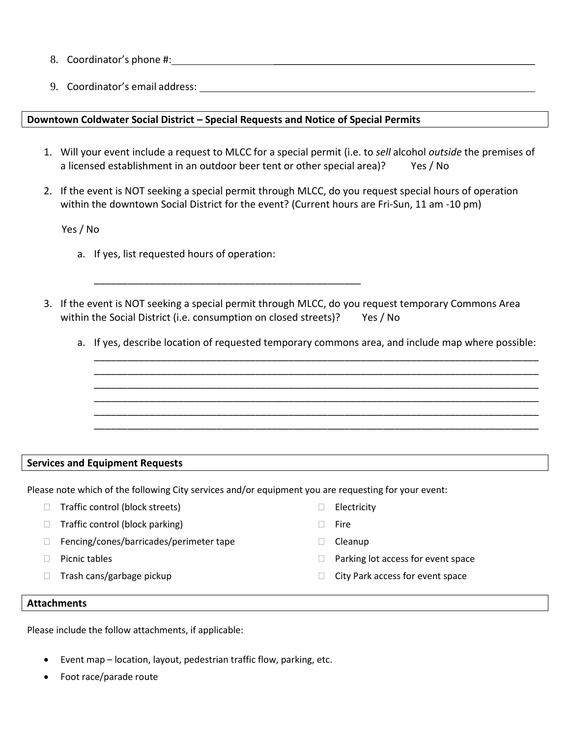8. Coordinator's phone #: ______________________________________________

9. Coordinator's email address: ______________________________________________

**Downtown Coldwater Social District – Special Requests and Notice of Special Permits**

1. Will your event include a request to MLCC for a special permit (i.e. to *sell* alcohol *outside* the premises of a licensed establishment in an outdoor beer tent or other special area)? Yes / No

2. If the event is NOT seeking a special permit through MLCC, do you request special hours of operation within the downtown Social District for the event? (Current hours are Fri-Sun, 11 am -10 pm)

   Yes / No

   a. If yes, list requested hours of operation:

      __________________________________________________

3. If the event is NOT seeking a special permit through MLCC, do you request temporary Commons Area within the Social District (i.e. consumption on closed streets)? Yes / No

   a. If yes, describe location of requested temporary commons area, and include map where possible:
      ________________________________________________________________________________
      ________________________________________________________________________________
      ________________________________________________________________________________
      ________________________________________________________________________________
      ________________________________________________________________________________
      ________________________________________________________________________________

**Services and Equipment Requests**

Please note which of the following City services and/or equipment you are requesting for your event:

- ☐ Traffic control (block streets)
- ☐ Traffic control (block parking)
- ☐ Fencing/cones/barricades/perimeter tape
- ☐ Picnic tables
- ☐ Trash cans/garbage pickup
- ☐ Electricity
- ☐ Fire
- ☐ Cleanup
- ☐ Parking lot access for event space
- ☐ City Park access for event space

**Attachments**

Please include the follow attachments, if applicable:

- Event map – location, layout, pedestrian traffic flow, parking, etc.
- Foot race/parade route